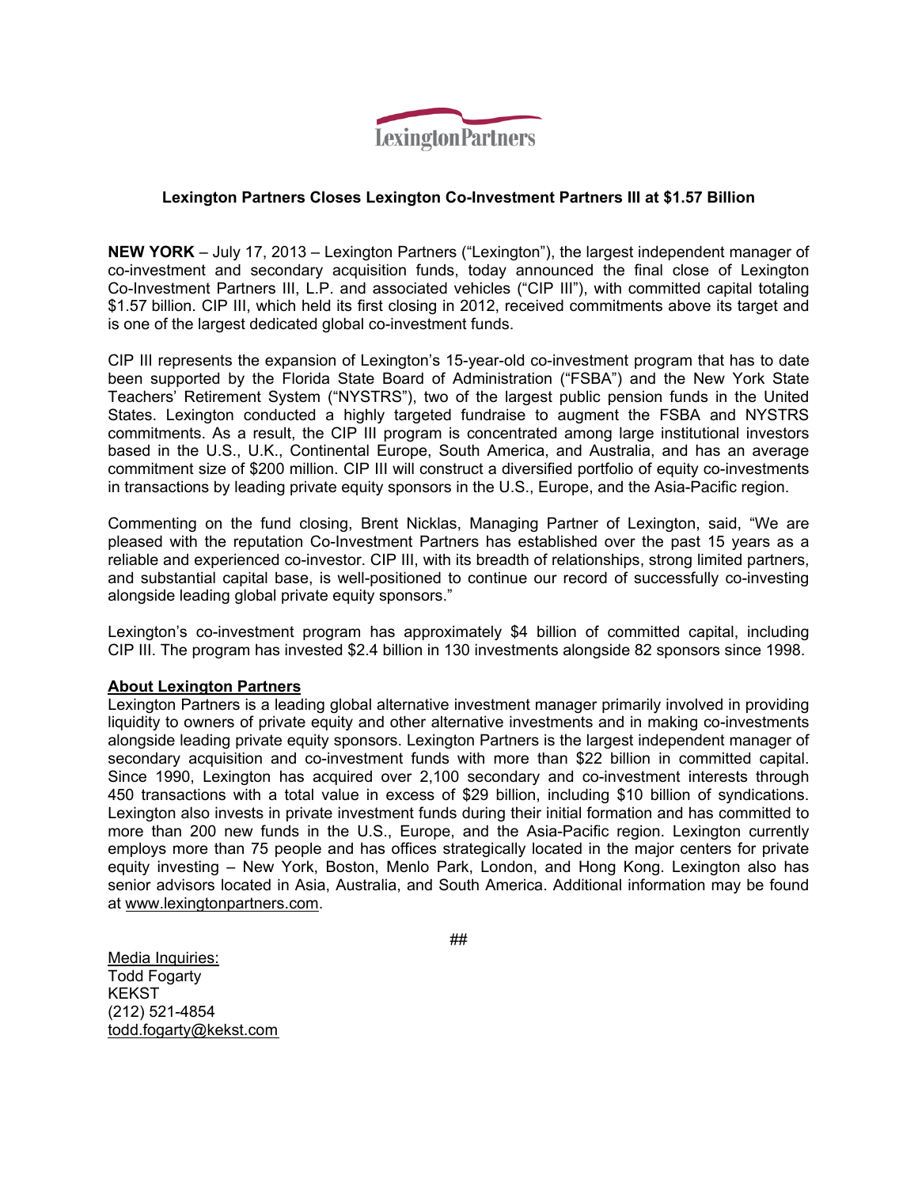LexingtonPartners

**Lexington Partners Closes Lexington Co-Investment Partners III at $1.57 Billion**

**NEW YORK** – July 17, 2013 – Lexington Partners ("Lexington"), the largest independent manager of co-investment and secondary acquisition funds, today announced the final close of Lexington Co-Investment Partners III, L.P. and associated vehicles ("CIP III"), with committed capital totaling $1.57 billion. CIP III, which held its first closing in 2012, received commitments above its target and is one of the largest dedicated global co-investment funds.

CIP III represents the expansion of Lexington's 15-year-old co-investment program that has to date been supported by the Florida State Board of Administration ("FSBA") and the New York State Teachers' Retirement System ("NYSTRS"), two of the largest public pension funds in the United States. Lexington conducted a highly targeted fundraise to augment the FSBA and NYSTRS commitments. As a result, the CIP III program is concentrated among large institutional investors based in the U.S., U.K., Continental Europe, South America, and Australia, and has an average commitment size of $200 million. CIP III will construct a diversified portfolio of equity co-investments in transactions by leading private equity sponsors in the U.S., Europe, and the Asia-Pacific region.

Commenting on the fund closing, Brent Nicklas, Managing Partner of Lexington, said, "We are pleased with the reputation Co-Investment Partners has established over the past 15 years as a reliable and experienced co-investor. CIP III, with its breadth of relationships, strong limited partners, and substantial capital base, is well-positioned to continue our record of successfully co-investing alongside leading global private equity sponsors."

Lexington's co-investment program has approximately $4 billion of committed capital, including CIP III. The program has invested $2.4 billion in 130 investments alongside 82 sponsors since 1998.

**About Lexington Partners**

Lexington Partners is a leading global alternative investment manager primarily involved in providing liquidity to owners of private equity and other alternative investments and in making co-investments alongside leading private equity sponsors. Lexington Partners is the largest independent manager of secondary acquisition and co-investment funds with more than $22 billion in committed capital. Since 1990, Lexington has acquired over 2,100 secondary and co-investment interests through 450 transactions with a total value in excess of $29 billion, including $10 billion of syndications. Lexington also invests in private investment funds during their initial formation and has committed to more than 200 new funds in the U.S., Europe, and the Asia-Pacific region. Lexington currently employs more than 75 people and has offices strategically located in the major centers for private equity investing – New York, Boston, Menlo Park, London, and Hong Kong. Lexington also has senior advisors located in Asia, Australia, and South America. Additional information may be found at www.lexingtonpartners.com.

##

Media Inquiries:
Todd Fogarty
KEKST
(212) 521-4854
todd.fogarty@kekst.com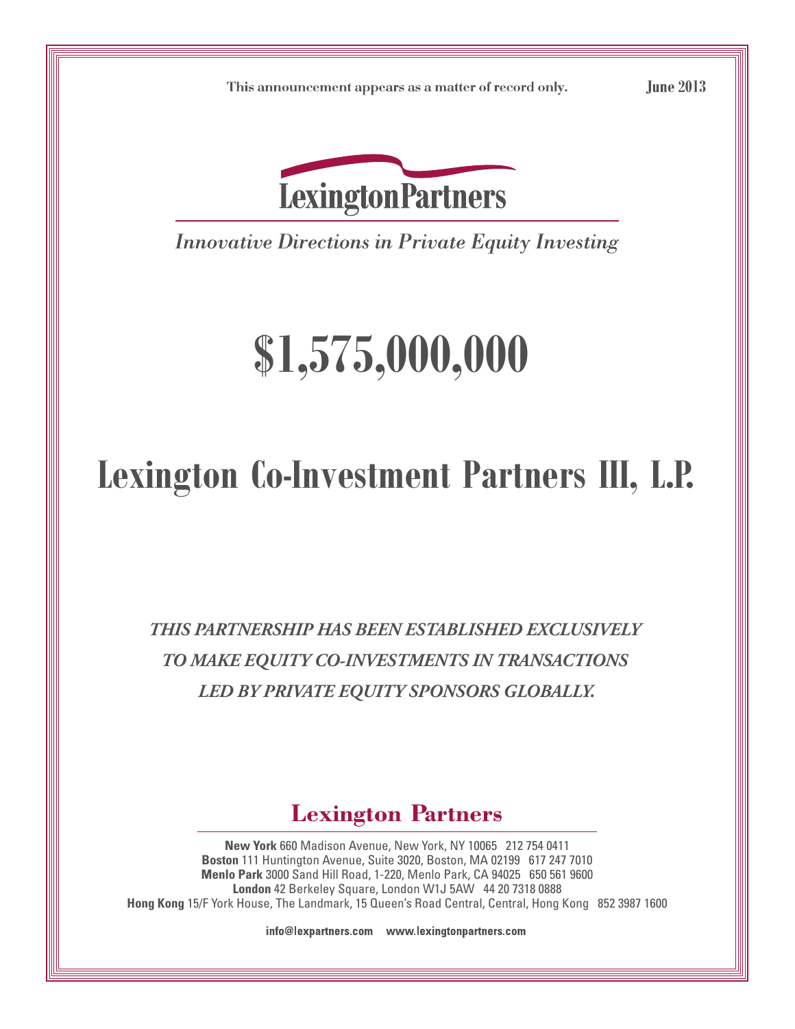This announcement appears as a matter of record only.

June 2013

# LexingtonPartners

*Innovative Directions in Private Equity Investing*

# $1,575,000,000

# Lexington Co-Investment Partners III, L.P.

***THIS PARTNERSHIP HAS BEEN ESTABLISHED EXCLUSIVELY TO MAKE EQUITY CO-INVESTMENTS IN TRANSACTIONS LED BY PRIVATE EQUITY SPONSORS GLOBALLY.***

## Lexington Partners

**New York** 660 Madison Avenue, New York, NY 10065 212 754 0411
**Boston** 111 Huntington Avenue, Suite 3020, Boston, MA 02199 617 247 7010
**Menlo Park** 3000 Sand Hill Road, 1-220, Menlo Park, CA 94025 650 561 9600
**London** 42 Berkeley Square, London W1J 5AW 44 20 7318 0888
**Hong Kong** 15/F York House, The Landmark, 15 Queen's Road Central, Central, Hong Kong 852 3987 1600

**info@lexpartners.com www.lexingtonpartners.com**